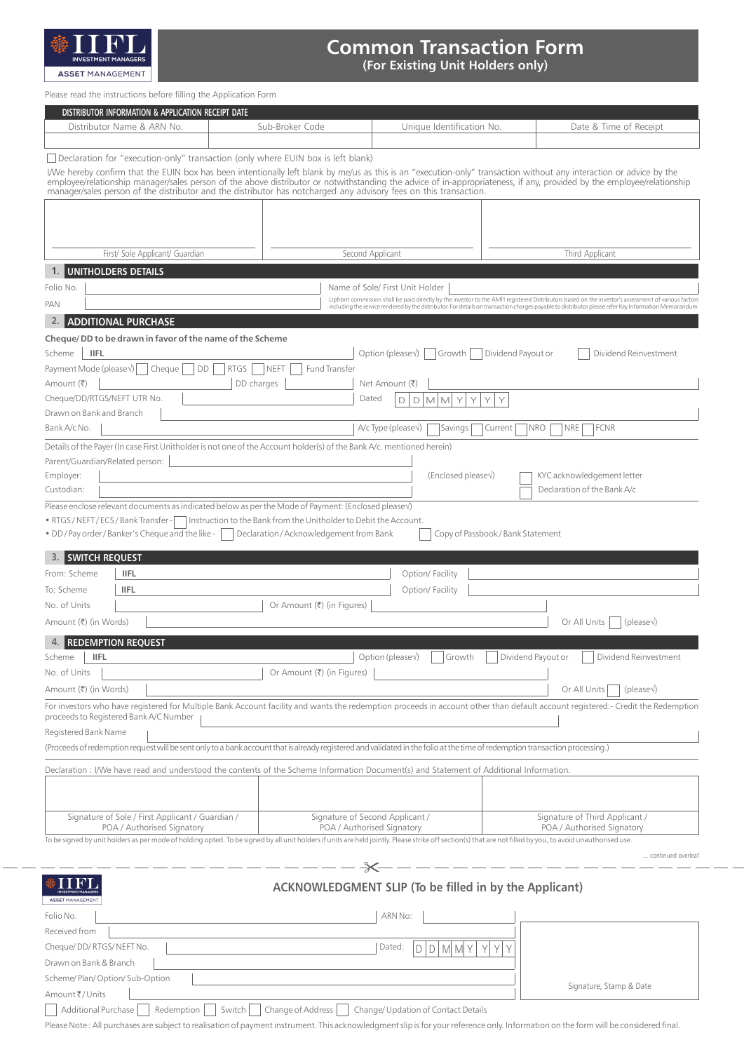IIFL INVESTMENT MANAGERS
ASSET MANAGEMENT

# Common Transaction Form
**(For Existing Unit Holders only)**

Please read the instructions before filling the Application Form

**DISTRIBUTOR INFORMATION & APPLICATION RECEIPT DATE**

| Distributor Name & ARN No. | Sub-Broker Code | Unique Identification No. | Date & Time of Receipt |
|---|---|---|---|
| | | | |

☐ Declaration for "execution-only" transaction (only where EUIN box is left blank)

I/We hereby confirm that the EUIN box has been intentionally left blank by me/us as this is an "execution-only" transaction without any interaction or advice by the employee/relationship manager/sales person of the above distributor or notwithstanding the advice of in-appropriateness, if any, provided by the employee/relationship manager/sales person of the distributor and the distributor has notcharged any advisory fees on this transaction.

| First/ Sole Applicant/ Guardian | Second Applicant | Third Applicant |
|---|---|---|

## 1. UNITHOLDERS DETAILS

Folio No. ______________ Name of Sole/ First Unit Holder ______________

PAN ______________

Upfront commission shall be paid directly by the investor to the AMFI registered Distributors based on the investor's assessment of various factors including the service rendered by the distributor. For details on transaction charges payable to distributor please refer Key Information Memorandum

## 2. ADDITIONAL PURCHASE

**Cheque/ DD to be drawn in favor of the name of the Scheme**

Scheme | IIFL ______________ Option (please√) ☐ Growth ☐ Dividend Payout or ☐ Dividend Reinvestment

Payment Mode (please√) ☐ Cheque ☐ DD ☐ RTGS ☐ NEFT ☐ Fund Transfer

Amount (₹) ______________ DD charges ______________ Net Amount (₹) ______________

Cheque/DD/RTGS/NEFT UTR No. ______________ Dated D D M M Y Y Y Y

Drawn on Bank and Branch ______________

Bank A/c No. ______________ A/c Type (please√) ☐ Savings ☐ Current ☐ NRO ☐ NRE ☐ FCNR

Details of the Payer (In case First Unitholder is not one of the Account holder(s) of the Bank A/c. mentioned herein)

Parent/Guardian/Related person: ______________

Employer: ______________ (Enclosed please√) ☐ KYC acknowledgement letter

Custodian: ______________ ☐ Declaration of the Bank A/c

Please enclose relevant documents as indicated below as per the Mode of Payment: (Enclosed please√)

- RTGS / NEFT / ECS / Bank Transfer - ☐ Instruction to the Bank from the Unitholder to Debit the Account.
- DD / Pay order / Banker's Cheque and the like - ☐ Declaration / Acknowledgement from Bank ☐ Copy of Passbook / Bank Statement

## 3. SWITCH REQUEST

From: Scheme | IIFL ______________ Option/ Facility ______________

To: Scheme | IIFL ______________ Option/ Facility ______________

No. of Units ______________ Or Amount (₹) (in Figures) ______________

Amount (₹) (in Words) ______________ Or All Units ☐ (please√)

## 4. REDEMPTION REQUEST

Scheme | IIFL ______________ Option (please√) ☐ Growth ☐ Dividend Payout or ☐ Dividend Reinvestment

No. of Units ______________ Or Amount (₹) (in Figures) ______________

Amount (₹) (in Words) ______________ Or All Units ☐ (please√)

For investors who have registered for Multiple Bank Account facility and wants the redemption proceeds in account other than default account registered:- Credit the Redemption proceeds to Registered Bank A/C Number ______________

Registered Bank Name ______________

(Proceeds of redemption request will be sent only to a bank account that is already registered and validated in the folio at the time of redemption transaction processing.)

Declaration : I/We have read and understood the contents of the Scheme Information Document(s) and Statement of Additional Information.

| Signature of Sole / First Applicant / Guardian / POA / Authorised Signatory | Signature of Second Applicant / POA / Authorised Signatory | Signature of Third Applicant / POA / Authorised Signatory |
|---|---|---|

To be signed by unit holders as per mode of holding opted. To be signed by all unit holders if units are held jointly. Please strike off section(s) that are not filled by you, to avoid unauthorised use.

... continued overleaf

---

IIFL INVESTMENT MANAGERS
ASSET MANAGEMENT

## ACKNOWLEDGMENT SLIP (To be filled in by the Applicant)

Folio No. ______________ ARN No: ______________

Received from ______________

Cheque/ DD/ RTGS/ NEFT No. ______________ Dated: D D M M Y Y Y Y

Drawn on Bank & Branch ______________

Scheme/ Plan/ Option/ Sub-Option ______________

Amount ₹ / Units ______________

Signature, Stamp & Date

☐ Additional Purchase ☐ Redemption ☐ Switch ☐ Change of Address ☐ Change/ Updation of Contact Details

Please Note : All purchases are subject to realisation of payment instrument. This acknowledgment slip is for your reference only. Information on the form will be considered final.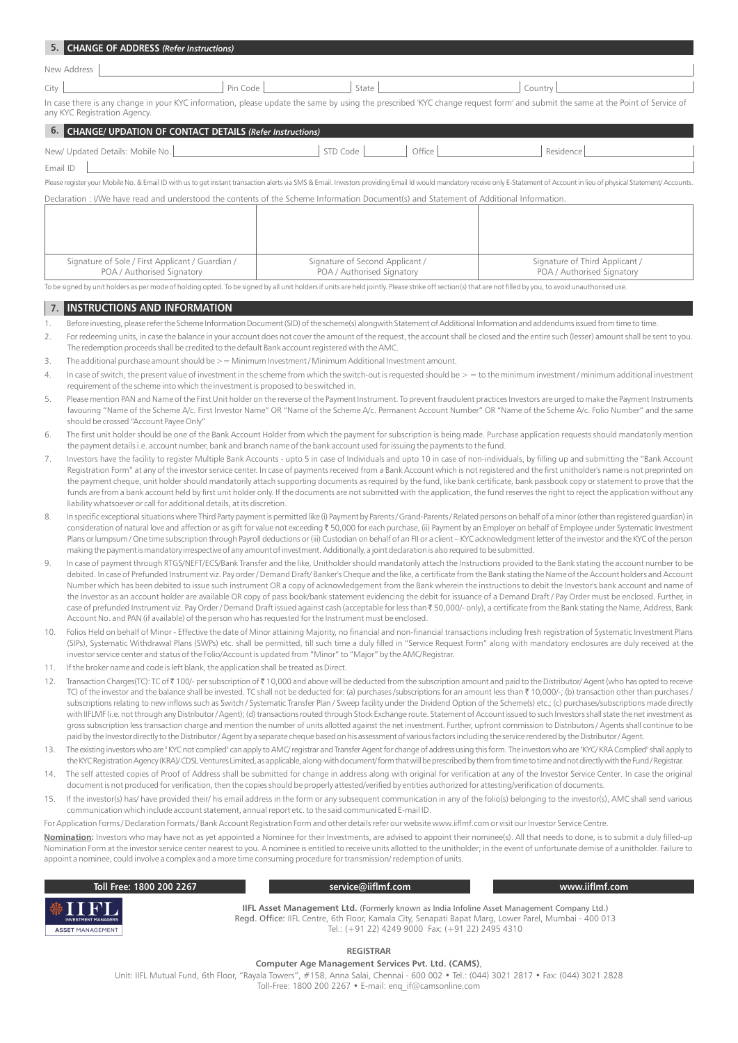## 5. CHANGE OF ADDRESS *(Refer Instructions)*

New Address

City | Pin Code | State | Country

In case there is any change in your KYC information, please update the same by using the prescribed 'KYC change request form' and submit the same at the Point of Service of any KYC Registration Agency.

## 6. CHANGE/ UPDATION OF CONTACT DETAILS *(Refer Instructions)*

New/ Updated Details: Mobile No. | STD Code | Office | Residence

Email ID

Please register your Mobile No. & Email ID with us to get instant transaction alerts via SMS & Email. Investors providing Email Id would mandatory receive only E-Statement of Account in lieu of physical Statement/ Accounts.

Declaration : I/We have read and understood the contents of the Scheme Information Document(s) and Statement of Additional Information.

| | | |
|---|---|---|
| | | |
| Signature of Sole / First Applicant / Guardian / POA / Authorised Signatory | Signature of Second Applicant / POA / Authorised Signatory | Signature of Third Applicant / POA / Authorised Signatory |

To be signed by unit holders as per mode of holding opted. To be signed by all unit holders if units are held jointly. Please strike off section(s) that are not filled by you, to avoid unauthorised use.

## 7. INSTRUCTIONS AND INFORMATION

1. Before investing, please refer the Scheme Information Document (SID) of the scheme(s) alongwith Statement of Additional Information and addendums issued from time to time.
2. For redeeming units, in case the balance in your account does not cover the amount of the request, the account shall be closed and the entire such (lesser) amount shall be sent to you. The redemption proceeds shall be credited to the default Bank account registered with the AMC.
3. The additional purchase amount should be >= Minimum Investment / Minimum Additional Investment amount.
4. In case of switch, the present value of investment in the scheme from which the switch-out is requested should be > = to the minimum investment / minimum additional investment requirement of the scheme into which the investment is proposed to be switched in.
5. Please mention PAN and Name of the First Unit holder on the reverse of the Payment Instrument. To prevent fraudulent practices Investors are urged to make the Payment Instruments favouring "Name of the Scheme A/c. First Investor Name" OR "Name of the Scheme A/c. Permanent Account Number" OR "Name of the Scheme A/c. Folio Number" and the same should be crossed "Account Payee Only"
6. The first unit holder should be one of the Bank Account Holder from which the payment for subscription is being made. Purchase application requests should mandatorily mention the payment details i.e. account number, bank and branch name of the bank account used for issuing the payments to the fund.
7. Investors have the facility to register Multiple Bank Accounts - upto 5 in case of Individuals and upto 10 in case of non-individuals, by filling up and submitting the "Bank Account Registration Form" at any of the investor service center. In case of payments received from a Bank Account which is not registered and the first unitholder's name is not preprinted on the payment cheque, unit holder should mandatorily attach supporting documents as required by the fund, like bank certificate, bank passbook copy or statement to prove that the funds are from a bank account held by first unit holder only. If the documents are not submitted with the application, the fund reserves the right to reject the application without any liability whatsoever or call for additional details, at its discretion.
8. In specific exceptional situations where Third Party payment is permitted like (i) Payment by Parents / Grand-Parents / Related persons on behalf of a minor (other than registered guardian) in consideration of natural love and affection or as gift for value not exceeding ₹ 50,000 for each purchase, (ii) Payment by an Employer on behalf of Employee under Systematic Investment Plans or lumpsum / One time subscription through Payroll deductions or (iii) Custodian on behalf of an FII or a client – KYC acknowledgment letter of the investor and the KYC of the person making the payment is mandatory irrespective of any amount of investment. Additionally, a joint declaration is also required to be submitted.
9. In case of payment through RTGS/NEFT/ECS/Bank Transfer and the like, Unitholder should mandatorily attach the Instructions provided to the Bank stating the account number to be debited. In case of Prefunded Instrument viz. Pay order / Demand Draft/ Banker's Cheque and the like, a certificate from the Bank stating the Name of the Account holders and Account Number which has been debited to issue such instrument OR a copy of acknowledgement from the Bank wherein the instructions to debit the Investor's bank account and name of the Investor as an account holder are available OR copy of pass book/bank statement evidencing the debit for issuance of a Demand Draft / Pay Order must be enclosed. Further, in case of prefunded Instrument viz. Pay Order / Demand Draft issued against cash (acceptable for less than ₹ 50,000/- only), a certificate from the Bank stating the Name, Address, Bank Account No. and PAN (if available) of the person who has requested for the Instrument must be enclosed.
10. Folios Held on behalf of Minor - Effective the date of Minor attaining Majority, no financial and non-financial transactions including fresh registration of Systematic Investment Plans (SIPs), Systematic Withdrawal Plans (SWPs) etc. shall be permitted, till such time a duly filled in "Service Request Form" along with mandatory enclosures are duly received at the investor service center and status of the Folio/Account is updated from "Minor" to "Major" by the AMC/Registrar.
11. If the broker name and code is left blank, the application shall be treated as Direct.
12. Transaction Charges(TC): TC of ₹ 100/- per subscription of ₹ 10,000 and above will be deducted from the subscription amount and paid to the Distributor/ Agent (who has opted to receive TC) of the investor and the balance shall be invested. TC shall not be deducted for: (a) purchases /subscriptions for an amount less than ₹ 10,000/-; (b) transaction other than purchases / subscriptions relating to new inflows such as Switch / Systematic Transfer Plan / Sweep facility under the Dividend Option of the Scheme(s) etc.; (c) purchases/subscriptions made directly with IIFLMF (i.e. not through any Distributor / Agent); (d) transactions routed through Stock Exchange route. Statement of Account issued to such Investors shall state the net investment as gross subscription less transaction charge and mention the number of units allotted against the net investment. Further, upfront commission to Distributors / Agents shall continue to be paid by the Investor directly to the Distributor / Agent by a separate cheque based on his assessment of various factors including the service rendered by the Distributor / Agent.
13. The existing investors who are "KYC not complied" can apply to AMC/ registrar and Transfer Agent for change of address using this form. The investors who are "KYC/ KRA Complied" shall apply to the KYC Registration Agency (KRA)/ CDSL Ventures Limited, as applicable, along-with document/ form that will be prescribed by them from time to time and not directly with the Fund / Registrar.
14. The self attested copies of Proof of Address shall be submitted for change in address along with original for verification at any of the Investor Service Center. In case the original document is not produced for verification, then the copies should be properly attested/verified by entities authorized for attesting/verification of documents.
15. If the investor(s) has/ have provided their/ his email address in the form or any subsequent communication in any of the folio(s) belonging to the investor(s), AMC shall send various communication which include account statement, annual report etc. to the said communicated E-mail ID.

For Application Forms / Declaration Formats / Bank Account Registration Form and other details refer our website www.iiflmf.com or visit our Investor Service Centre.

**Nomination:** Investors who may have not as yet appointed a Nominee for their Investments, are advised to appoint their nominee(s). All that needs to done, is to submit a duly filled-up Nomination Form at the investor service center nearest to you. A nominee is entitled to receive units allotted to the unitholder; in the event of unfortunate demise of a unitholder. Failure to appoint a nominee, could involve a complex and a more time consuming procedure for transmission/ redemption of units.

**Toll Free: 1800 200 2267** | **service@iiflmf.com** | **www.iiflmf.com**

IIFL INVESTMENT MANAGERS ASSET MANAGEMENT

**IIFL Asset Management Ltd.** (Formerly known as India Infoline Asset Management Company Ltd.)
Regd. Office: IIFL Centre, 6th Floor, Kamala City, Senapati Bapat Marg, Lower Parel, Mumbai - 400 013
Tel.: (+91 22) 4249 9000 Fax: (+91 22) 2495 4310

**REGISTRAR**

**Computer Age Management Services Pvt. Ltd. (CAMS)**,
Unit: IIFL Mutual Fund, 6th Floor, "Rayala Towers", #158, Anna Salai, Chennai - 600 002 • Tel.: (044) 3021 2817 • Fax: (044) 3021 2828
Toll-Free: 1800 200 2267 • E-mail: enq_if@camsonline.com